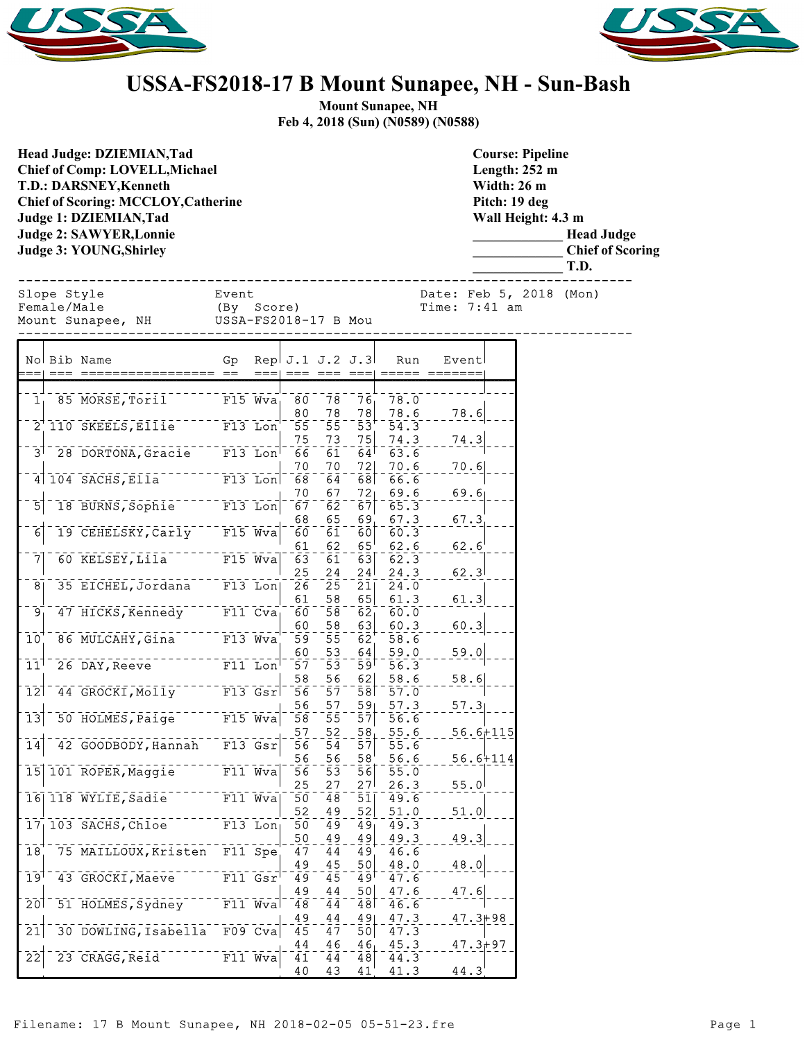# USSA-FS2018-17 B Mount Sunapee, NH - Sun-Bash

**Mount Sunapee, NH**
**Feb 4, 2018 (Sun) (N0589) (N0588)**

**Head Judge: DZIEMIAN,Tad**
**Chief of Comp: LOVELL,Michael**
**T.D.: DARSNEY,Kenneth**
**Chief of Scoring: MCCLOY,Catherine**
**Judge 1: DZIEMIAN,Tad**
**Judge 2: SAWYER,Lonnie**
**Judge 3: YOUNG,Shirley**

**Course: Pipeline**
**Length: 252 m**
**Width: 26 m**
**Pitch: 19 deg**
**Wall Height: 4.3 m**
_____________ **Head Judge**
_____________ **Chief of Scoring**
_____________ **T.D.**

```
Slope Style              Event                        Date: Feb 5, 2018 (Mon)
Female/Male              (By  Score)                  Time: 7:41 am
Mount Sunapee, NH        USSA-FS2018-17 B Mou
```

| No | Bib | Name | Gp | Rep | J.1 | J.2 | J.3 | Run | Event | |
|---|---|---|---|---|---|---|---|---|---|---|
| 1 | 85 | MORSE,Toril | F15 | Wva | 80 | 78 | 76 | 78.0 | | |
| | | | | | 80 | 78 | 78 | 78.6 | 78.6 | |
| 2 | 110 | SKEELS,Ellie | F13 | Lon | 55 | 55 | 53 | 54.3 | | |
| | | | | | 75 | 73 | 75 | 74.3 | 74.3 | |
| 3 | 28 | DORTONA,Gracie | F13 | Lon | 66 | 61 | 64 | 63.6 | | |
| | | | | | 70 | 70 | 72 | 70.6 | 70.6 | |
| 4 | 104 | SACHS,Ella | F13 | Lon | 68 | 64 | 68 | 66.6 | | |
| | | | | | 70 | 67 | 72 | 69.6 | 69.6 | |
| 5 | 18 | BURNS,Sophie | F13 | Lon | 67 | 62 | 67 | 65.3 | | |
| | | | | | 68 | 65 | 69 | 67.3 | 67.3 | |
| 6 | 19 | CEHELSKY,Carly | F15 | Wva | 60 | 61 | 60 | 60.3 | | |
| | | | | | 61 | 62 | 65 | 62.6 | 62.6 | |
| 7 | 60 | KELSEY,Lila | F15 | Wva | 63 | 61 | 63 | 62.3 | | |
| | | | | | 25 | 24 | 24 | 24.3 | 62.3 | |
| 8 | 35 | EICHEL,Jordana | F13 | Lon | 26 | 25 | 21 | 24.0 | | |
| | | | | | 61 | 58 | 65 | 61.3 | 61.3 | |
| 9 | 47 | HICKS,Kennedy | F11 | Cva | 60 | 58 | 62 | 60.0 | | |
| | | | | | 60 | 58 | 63 | 60.3 | 60.3 | |
| 10 | 86 | MULCAHY,Gina | F13 | Wva | 59 | 55 | 62 | 58.6 | | |
| | | | | | 60 | 53 | 64 | 59.0 | 59.0 | |
| 11 | 26 | DAY,Reeve | F11 | Lon | 57 | 53 | 59 | 56.3 | | |
| | | | | | 58 | 56 | 62 | 58.6 | 58.6 | |
| 12 | 44 | GROCKI,Molly | F13 | Gsr | 56 | 57 | 58 | 57.0 | | |
| | | | | | 56 | 57 | 59 | 57.3 | 57.3 | |
| 13 | 50 | HOLMES,Paige | F15 | Wva | 58 | 55 | 57 | 56.6 | | |
| | | | | | 57 | 52 | 58 | 55.6 | 56.6 | +115 |
| 14 | 42 | GOODBODY,Hannah | F13 | Gsr | 56 | 54 | 57 | 55.6 | | |
| | | | | | 56 | 56 | 58 | 56.6 | 56.6 | +114 |
| 15 | 101 | ROPER,Maggie | F11 | Wva | 56 | 53 | 56 | 55.0 | | |
| | | | | | 25 | 27 | 27 | 26.3 | 55.0 | |
| 16 | 118 | WYLIE,Sadie | F11 | Wva | 50 | 48 | 51 | 49.6 | | |
| | | | | | 52 | 49 | 52 | 51.0 | 51.0 | |
| 17 | 103 | SACHS,Chloe | F13 | Lon | 50 | 49 | 49 | 49.3 | | |
| | | | | | 50 | 49 | 49 | 49.3 | 49.3 | |
| 18 | 75 | MAILLOUX,Kristen | F11 | Spe | 47 | 44 | 49 | 46.6 | | |
| | | | | | 49 | 45 | 50 | 48.0 | 48.0 | |
| 19 | 43 | GROCKI,Maeve | F11 | Gsr | 49 | 45 | 49 | 47.6 | | |
| | | | | | 49 | 44 | 50 | 47.6 | 47.6 | |
| 20 | 51 | HOLMES,Sydney | F11 | Wva | 48 | 44 | 48 | 46.6 | | |
| | | | | | 49 | 44 | 49 | 47.3 | 47.3 | +98 |
| 21 | 30 | DOWLING,Isabella | F09 | Cva | 45 | 47 | 50 | 47.3 | | |
| | | | | | 44 | 46 | 46 | 45.3 | 47.3 | +97 |
| 22 | 23 | CRAGG,Reid | F11 | Wva | 41 | 44 | 48 | 44.3 | | |
| | | | | | 40 | 43 | 41 | 41.3 | 44.3 | |

Filename: 17 B Mount Sunapee, NH 2018-02-05 05-51-23.fre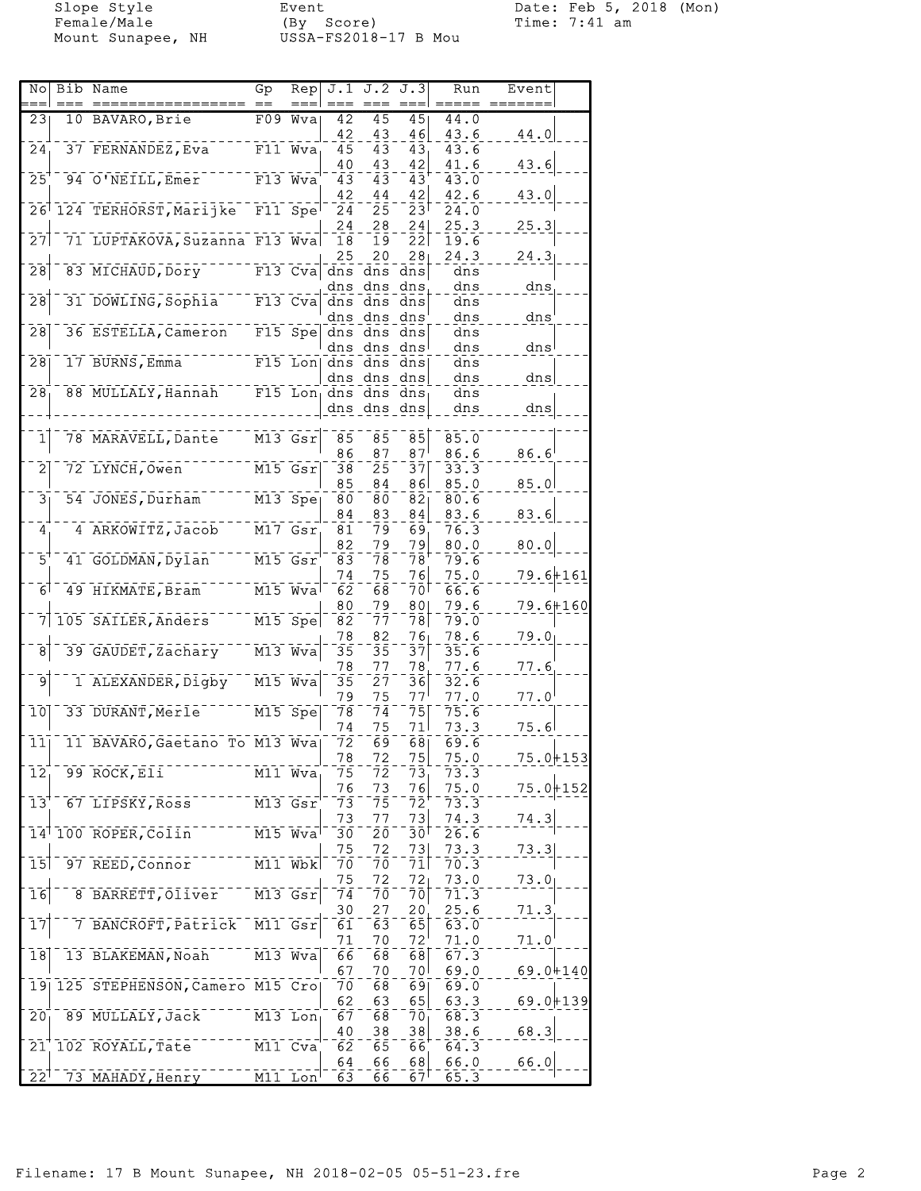Slope Style
Female/Male
Mount Sunapee, NH

Event
(By Score)
USSA-FS2018-17 B Mou

Date: Feb 5, 2018 (Mon)
Time: 7:41 am

| No | Bib | Name | Gp | Rep | J.1 | J.2 | J.3 | Run | Event | |
|---|---|---|---|---|---|---|---|---|---|---|
| 23 | 10 | BAVARO,Brie | F09 | Wva | 42 | 45 | 45 | 44.0 | | |
| | | | | | 42 | 43 | 46 | 43.6 | 44.0 | |
| 24 | 37 | FERNANDEZ,Eva | F11 | Wva | 45 | 43 | 43 | 43.6 | | |
| | | | | | 40 | 43 | 42 | 41.6 | 43.6 | |
| 25 | 94 | O'NEILL,Emer | F13 | Wva | 43 | 43 | 43 | 43.0 | | |
| | | | | | 42 | 44 | 42 | 42.6 | 43.0 | |
| 26 | 124 | TERHORST,Marijke | F11 | Spe | 24 | 25 | 23 | 24.0 | | |
| | | | | | 24 | 28 | 24 | 25.3 | 25.3 | |
| 27 | 71 | LUPTAKOVA,Suzanna | F13 | Wva | 18 | 19 | 22 | 19.6 | | |
| | | | | | 25 | 20 | 28 | 24.3 | 24.3 | |
| 28 | 83 | MICHAUD,Dory | F13 | Cva | dns | dns | dns | dns | | |
| | | | | | dns | dns | dns | dns | dns | |
| 28 | 31 | DOWLING,Sophia | F13 | Cva | dns | dns | dns | dns | | |
| | | | | | dns | dns | dns | dns | dns | |
| 28 | 36 | ESTELLA,Cameron | F15 | Spe | dns | dns | dns | dns | | |
| | | | | | dns | dns | dns | dns | dns | |
| 28 | 17 | BURNS,Emma | F15 | Lon | dns | dns | dns | dns | | |
| | | | | | dns | dns | dns | dns | dns | |
| 28 | 88 | MULLALY,Hannah | F15 | Lon | dns | dns | dns | dns | | |
| | | | | | dns | dns | dns | dns | dns | |
| 1 | 78 | MARAVELL,Dante | M13 | Gsr | 85 | 85 | 85 | 85.0 | | |
| | | | | | 86 | 87 | 87 | 86.6 | 86.6 | |
| 2 | 72 | LYNCH,Owen | M15 | Gsr | 38 | 25 | 37 | 33.3 | | |
| | | | | | 85 | 84 | 86 | 85.0 | 85.0 | |
| 3 | 54 | JONES,Durham | M13 | Spe | 80 | 80 | 82 | 80.6 | | |
| | | | | | 84 | 83 | 84 | 83.6 | 83.6 | |
| 4 | 4 | ARKOWITZ,Jacob | M17 | Gsr | 81 | 79 | 69 | 76.3 | | |
| | | | | | 82 | 79 | 79 | 80.0 | 80.0 | |
| 5 | 41 | GOLDMAN,Dylan | M15 | Gsr | 83 | 78 | 78 | 79.6 | | |
| | | | | | 74 | 75 | 76 | 75.0 | 79.6 | +161 |
| 6 | 49 | HIKMATE,Bram | M15 | Wva | 62 | 68 | 70 | 66.6 | | |
| | | | | | 80 | 79 | 80 | 79.6 | 79.6 | +160 |
| 7 | 105 | SAILER,Anders | M15 | Spe | 82 | 77 | 78 | 79.0 | | |
| | | | | | 78 | 82 | 76 | 78.6 | 79.0 | |
| 8 | 39 | GAUDET,Zachary | M13 | Wva | 35 | 35 | 37 | 35.6 | | |
| | | | | | 78 | 77 | 78 | 77.6 | 77.6 | |
| 9 | 1 | ALEXANDER,Digby | M15 | Wva | 35 | 27 | 36 | 32.6 | | |
| | | | | | 79 | 75 | 77 | 77.0 | 77.0 | |
| 10 | 33 | DURANT,Merle | M15 | Spe | 78 | 74 | 75 | 75.6 | | |
| | | | | | 74 | 75 | 71 | 73.3 | 75.6 | |
| 11 | 11 | BAVARO,Gaetano To | M13 | Wva | 72 | 69 | 68 | 69.6 | | |
| | | | | | 78 | 72 | 75 | 75.0 | 75.0 | +153 |
| 12 | 99 | ROCK,Eli | M11 | Wva | 75 | 72 | 73 | 73.3 | | |
| | | | | | 76 | 73 | 76 | 75.0 | 75.0 | +152 |
| 13 | 67 | LIPSKY,Ross | M13 | Gsr | 73 | 75 | 72 | 73.3 | | |
| | | | | | 73 | 77 | 73 | 74.3 | 74.3 | |
| 14 | 100 | ROPER,Colin | M15 | Wva | 30 | 20 | 30 | 26.6 | | |
| | | | | | 75 | 72 | 73 | 73.3 | 73.3 | |
| 15 | 97 | REED,Connor | M11 | Wbk | 70 | 70 | 71 | 70.3 | | |
| | | | | | 75 | 72 | 72 | 73.0 | 73.0 | |
| 16 | 8 | BARRETT,Oliver | M13 | Gsr | 74 | 70 | 70 | 71.3 | | |
| | | | | | 30 | 27 | 20 | 25.6 | 71.3 | |
| 17 | 7 | BANCROFT,Patrick | M11 | Gsr | 61 | 63 | 65 | 63.0 | | |
| | | | | | 71 | 70 | 72 | 71.0 | 71.0 | |
| 18 | 13 | BLAKEMAN,Noah | M13 | Wva | 66 | 68 | 68 | 67.3 | | |
| | | | | | 67 | 70 | 70 | 69.0 | 69.0 | +140 |
| 19 | 125 | STEPHENSON,Camero | M15 | Cro | 70 | 68 | 69 | 69.0 | | |
| | | | | | 62 | 63 | 65 | 63.3 | 69.0 | +139 |
| 20 | 89 | MULLALY,Jack | M13 | Lon | 67 | 68 | 70 | 68.3 | | |
| | | | | | 40 | 38 | 38 | 38.6 | 68.3 | |
| 21 | 102 | ROYALL,Tate | M11 | Cva | 62 | 65 | 66 | 64.3 | | |
| | | | | | 64 | 66 | 68 | 66.0 | 66.0 | |
| 22 | 73 | MAHADY,Henry | M11 | Lon | 63 | 66 | 67 | 65.3 | | |

Filename: 17 B Mount Sunapee, NH 2018-02-05 05-51-23.fre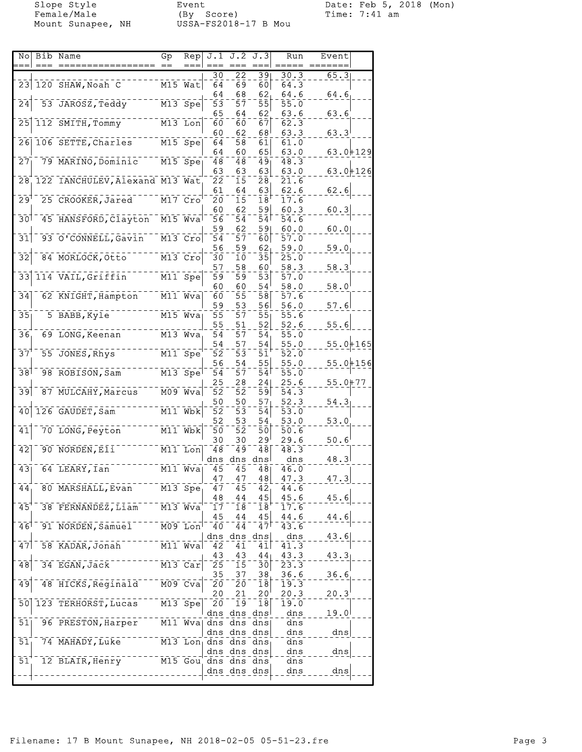| No | Bib | Name | Gp | Rep | J.1 | J.2 | J.3 | Run | Event |
|---|---|---|---|---|---|---|---|---|---|
| | | | | | 30 | 22 | 39 | 30.3 | 65.3 |
| 23 | 120 | SHAW,Noah C | M15 | Wat | 64 | 69 | 60 | 64.3 | |
| | | | | | 64 | 68 | 62 | 64.6 | 64.6 |
| 24 | 53 | JAROSZ,Teddy | M13 | Spe | 53 | 57 | 55 | 55.0 | |
| | | | | | 65 | 64 | 62 | 63.6 | 63.6 |
| 25 | 112 | SMITH,Tommy | M13 | Lon | 60 | 60 | 67 | 62.3 | |
| | | | | | 60 | 62 | 68 | 63.3 | 63.3 |
| 26 | 106 | SETTE,Charles | M15 | Spe | 64 | 58 | 61 | 61.0 | |
| | | | | | 64 | 60 | 65 | 63.0 | 63.0+129 |
| 27 | 79 | MARINO,Dominic | M15 | Spe | 48 | 48 | 49 | 48.3 | |
| | | | | | 63 | 63 | 63 | 63.0 | 63.0+126 |
| 28 | 122 | IANCHULEV,Alexand | M13 | Wat | 22 | 15 | 28 | 21.6 | |
| | | | | | 61 | 64 | 63 | 62.6 | 62.6 |
| 29 | 25 | CROOKER,Jared | M17 | Cro | 20 | 15 | 18 | 17.6 | |
| | | | | | 60 | 62 | 59 | 60.3 | 60.3 |
| 30 | 45 | HANSFORD,Clayton | M15 | Wva | 56 | 54 | 54 | 54.6 | |
| | | | | | 59 | 62 | 59 | 60.0 | 60.0 |
| 31 | 93 | O'CONNELL,Gavin | M13 | Cro | 54 | 57 | 60 | 57.0 | |
| | | | | | 56 | 59 | 62 | 59.0 | 59.0 |
| 32 | 84 | MORLOCK,Otto | M13 | Cro | 30 | 10 | 35 | 25.0 | |
| | | | | | 57 | 58 | 60 | 58.3 | 58.3 |
| 33 | 114 | VAIL,Griffin | M11 | Spe | 59 | 59 | 53 | 57.0 | |
| | | | | | 60 | 60 | 54 | 58.0 | 58.0 |
| 34 | 62 | KNIGHT,Hampton | M11 | Wva | 60 | 55 | 58 | 57.6 | |
| | | | | | 59 | 53 | 56 | 56.0 | 57.6 |
| 35 | 5 | BABB,Kyle | M15 | Wva | 55 | 57 | 55 | 55.6 | |
| | | | | | 55 | 51 | 52 | 52.6 | 55.6 |
| 36 | 69 | LONG,Keenan | M13 | Wva | 54 | 57 | 54 | 55.0 | |
| | | | | | 54 | 57 | 54 | 55.0 | 55.0+165 |
| 37 | 55 | JONES,Rhys | M11 | Spe | 52 | 53 | 51 | 52.0 | |
| | | | | | 56 | 54 | 55 | 55.0 | 55.0+156 |
| 38 | 98 | ROBISON,Sam | M13 | Spe | 54 | 57 | 54 | 55.0 | |
| | | | | | 25 | 28 | 24 | 25.6 | 55.0+77 |
| 39 | 87 | MULCAHY,Marcus | M09 | Wva | 52 | 52 | 59 | 54.3 | |
| | | | | | 50 | 50 | 57 | 52.3 | 54.3 |
| 40 | 126 | GAUDET,Sam | M11 | Wbk | 52 | 53 | 54 | 53.0 | |
| | | | | | 52 | 53 | 54 | 53.0 | 53.0 |
| 41 | 70 | LONG,Peyton | M11 | Wbk | 50 | 52 | 50 | 50.6 | |
| | | | | | 30 | 30 | 29 | 29.6 | 50.6 |
| 42 | 90 | NORDEN,Eli | M11 | Lon | 48 | 49 | 48 | 48.3 | |
| | | | | | dns | dns | dns | dns | 48.3 |
| 43 | 64 | LEARY,Ian | M11 | Wva | 45 | 45 | 48 | 46.0 | |
| | | | | | 47 | 47 | 48 | 47.3 | 47.3 |
| 44 | 80 | MARSHALL,Evan | M13 | Spe | 47 | 45 | 42 | 44.6 | |
| | | | | | 48 | 44 | 45 | 45.6 | 45.6 |
| 45 | 38 | FERNANDEZ,Liam | M13 | Wva | 17 | 18 | 18 | 17.6 | |
| | | | | | 45 | 44 | 45 | 44.6 | 44.6 |
| 46 | 91 | NORDEN,Samuel | M09 | Lon | 40 | 44 | 47 | 43.6 | |
| | | | | | dns | dns | dns | dns | 43.6 |
| 47 | 58 | KADAR,Jonah | M11 | Wva | 42 | 41 | 41 | 41.3 | |
| | | | | | 43 | 43 | 44 | 43.3 | 43.3 |
| 48 | 34 | EGAN,Jack | M13 | Car | 25 | 15 | 30 | 23.3 | |
| | | | | | 35 | 37 | 38 | 36.6 | 36.6 |
| 49 | 48 | HICKS,Reginald | M09 | Cva | 20 | 20 | 18 | 19.3 | |
| | | | | | 20 | 21 | 20 | 20.3 | 20.3 |
| 50 | 123 | TERHORST,Lucas | M13 | Spe | 20 | 19 | 18 | 19.0 | |
| | | | | | dns | dns | dns | dns | 19.0 |
| 51 | 96 | PRESTON,Harper | M11 | Wva | dns | dns | dns | dns | |
| | | | | | dns | dns | dns | dns | dns |
| 51 | 74 | MAHADY,Luke | M13 | Lon | dns | dns | dns | dns | |
| | | | | | dns | dns | dns | dns | dns |
| 51 | 12 | BLAIR,Henry | M15 | Gou | dns | dns | dns | dns | |
| | | | | | dns | dns | dns | dns | dns |